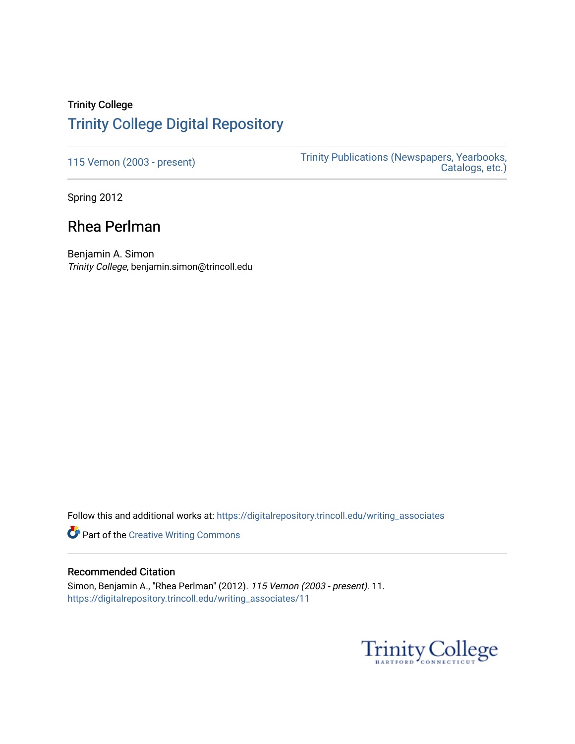Trinity College

# Trinity College Digital Repository

115 Vernon (2003 - present)

Trinity Publications (Newspapers, Yearbooks, Catalogs, etc.)

Spring 2012

## Rhea Perlman

Benjamin A. Simon
*Trinity College*, benjamin.simon@trincoll.edu

Follow this and additional works at: https://digitalrepository.trincoll.edu/writing_associates

Part of the Creative Writing Commons

### Recommended Citation

Simon, Benjamin A., "Rhea Perlman" (2012). *115 Vernon (2003 - present)*. 11.
https://digitalrepository.trincoll.edu/writing_associates/11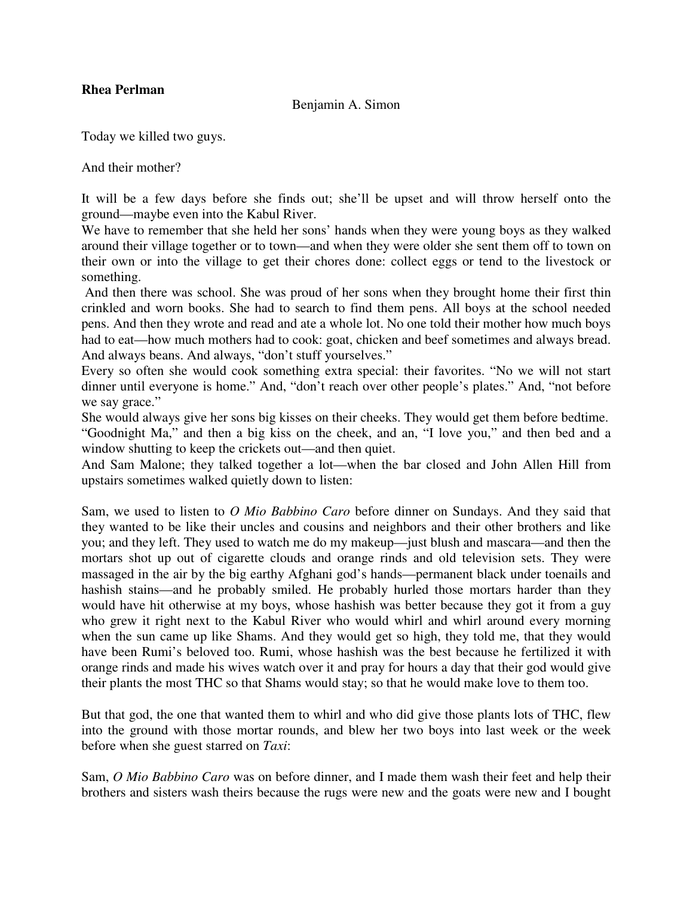**Rhea Perlman**

Benjamin A. Simon

Today we killed two guys.

And their mother?

It will be a few days before she finds out; she'll be upset and will throw herself onto the ground—maybe even into the Kabul River.
We have to remember that she held her sons' hands when they were young boys as they walked around their village together or to town—and when they were older she sent them off to town on their own or into the village to get their chores done: collect eggs or tend to the livestock or something.
And then there was school. She was proud of her sons when they brought home their first thin crinkled and worn books. She had to search to find them pens. All boys at the school needed pens. And then they wrote and read and ate a whole lot. No one told their mother how much boys had to eat—how much mothers had to cook: goat, chicken and beef sometimes and always bread. And always beans. And always, "don't stuff yourselves."
Every so often she would cook something extra special: their favorites. "No we will not start dinner until everyone is home." And, "don't reach over other people's plates." And, "not before we say grace."
She would always give her sons big kisses on their cheeks. They would get them before bedtime. "Goodnight Ma," and then a big kiss on the cheek, and an, "I love you," and then bed and a window shutting to keep the crickets out—and then quiet.
And Sam Malone; they talked together a lot—when the bar closed and John Allen Hill from upstairs sometimes walked quietly down to listen:

Sam, we used to listen to *O Mio Babbino Caro* before dinner on Sundays. And they said that they wanted to be like their uncles and cousins and neighbors and their other brothers and like you; and they left. They used to watch me do my makeup—just blush and mascara—and then the mortars shot up out of cigarette clouds and orange rinds and old television sets. They were massaged in the air by the big earthy Afghani god's hands—permanent black under toenails and hashish stains—and he probably smiled. He probably hurled those mortars harder than they would have hit otherwise at my boys, whose hashish was better because they got it from a guy who grew it right next to the Kabul River who would whirl and whirl around every morning when the sun came up like Shams. And they would get so high, they told me, that they would have been Rumi's beloved too. Rumi, whose hashish was the best because he fertilized it with orange rinds and made his wives watch over it and pray for hours a day that their god would give their plants the most THC so that Shams would stay; so that he would make love to them too.

But that god, the one that wanted them to whirl and who did give those plants lots of THC, flew into the ground with those mortar rounds, and blew her two boys into last week or the week before when she guest starred on *Taxi*:

Sam, *O Mio Babbino Caro* was on before dinner, and I made them wash their feet and help their brothers and sisters wash theirs because the rugs were new and the goats were new and I bought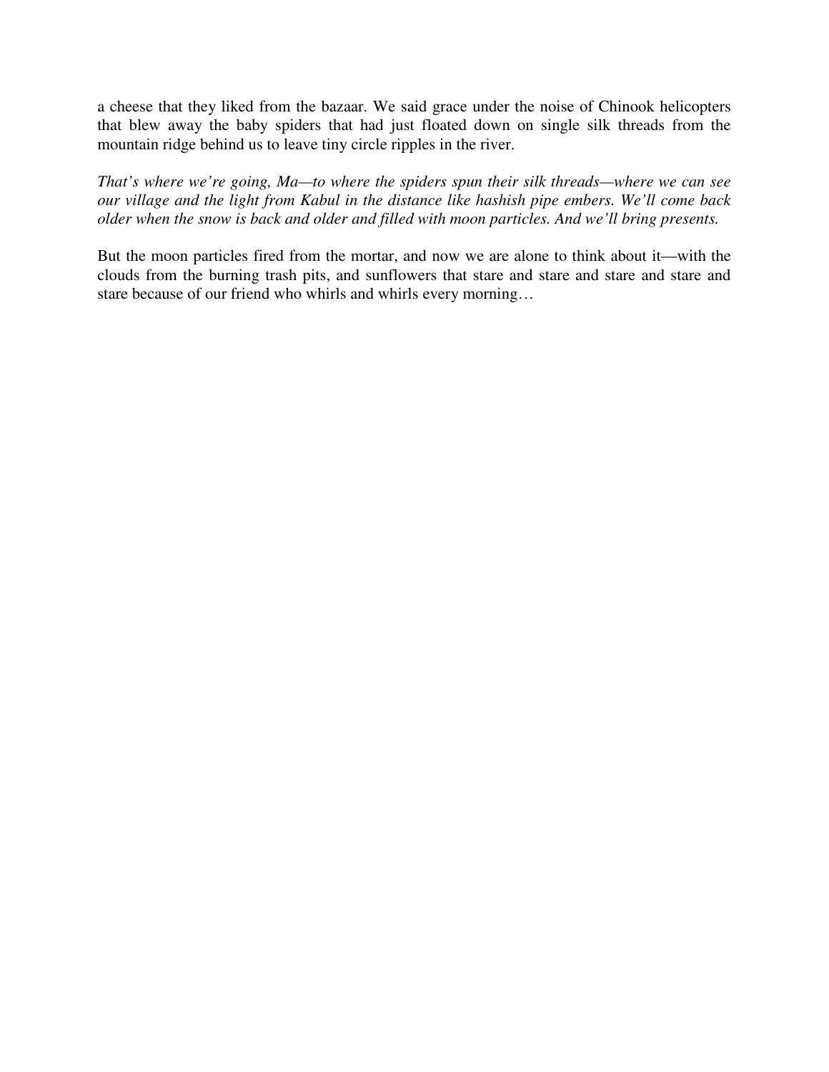a cheese that they liked from the bazaar. We said grace under the noise of Chinook helicopters that blew away the baby spiders that had just floated down on single silk threads from the mountain ridge behind us to leave tiny circle ripples in the river.

*That's where we're going, Ma—to where the spiders spun their silk threads—where we can see our village and the light from Kabul in the distance like hashish pipe embers. We'll come back older when the snow is back and older and filled with moon particles. And we'll bring presents.*

But the moon particles fired from the mortar, and now we are alone to think about it—with the clouds from the burning trash pits, and sunflowers that stare and stare and stare and stare and stare because of our friend who whirls and whirls every morning…